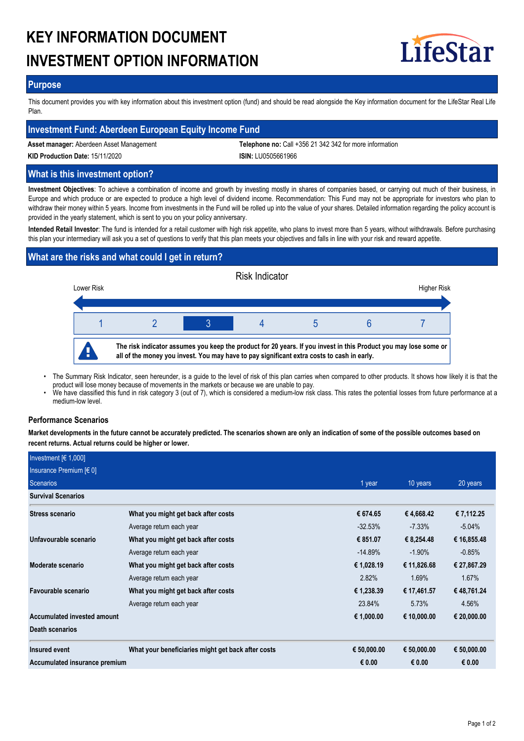# KEY INFORMATION DOCUMENT
# INVESTMENT OPTION INFORMATION

LifeStar

## Purpose

This document provides you with key information about this investment option (fund) and should be read alongside the Key information document for the LifeStar Real Life Plan.

## Investment Fund: Aberdeen European Equity Income Fund

**Asset manager:** Aberdeen Asset Management

**Telephone no:** Call +356 21 342 342 for more information

**KID Production Date:** 15/11/2020

**ISIN:** LU0505661966

## What is this investment option?

**Investment Objectives**: To achieve a combination of income and growth by investing mostly in shares of companies based, or carrying out much of their business, in Europe and which produce or are expected to produce a high level of dividend income. Recommendation: This Fund may not be appropriate for investors who plan to withdraw their money within 5 years. Income from investments in the Fund will be rolled up into the value of your shares. Detailed information regarding the policy account is provided in the yearly statement, which is sent to you on your policy anniversary.

**Intended Retail Investor**: The fund is intended for a retail customer with high risk appetite, who plans to invest more than 5 years, without withdrawals. Before purchasing this plan your intermediary will ask you a set of questions to verify that this plan meets your objectives and falls in line with your risk and reward appetite.

## What are the risks and what could I get in return?

Risk Indicator

Lower Risk — Higher Risk

| 1 | 2 | **3** | 4 | 5 | 6 | 7 |
|---|---|---|---|---|---|---|

**The risk indicator assumes you keep the product for 20 years. If you invest in this Product you may lose some or all of the money you invest. You may have to pay significant extra costs to cash in early.**

- The Summary Risk Indicator, seen hereunder, is a guide to the level of risk of this plan carries when compared to other products. It shows how likely it is that the product will lose money because of movements in the markets or because we are unable to pay.
- We have classified this fund in risk category 3 (out of 7), which is considered a medium-low risk class. This rates the potential losses from future performance at a medium-low level.

### Performance Scenarios

**Market developments in the future cannot be accurately predicted. The scenarios shown are only an indication of some of the possible outcomes based on recent returns. Actual returns could be higher or lower.**

| Investment [€ 1,000]<br>Insurance Premium [€ 0]<br>Scenarios | | 1 year | 10 years | 20 years |
|---|---|---|---|---|
| **Survival Scenarios** | | | | |
| **Stress scenario** | **What you might get back after costs** | **€ 674.65** | **€ 4,668.42** | **€ 7,112.25** |
| | Average return each year | -32.53% | -7.33% | -5.04% |
| **Unfavourable scenario** | **What you might get back after costs** | **€ 851.07** | **€ 8,254.48** | **€ 16,855.48** |
| | Average return each year | -14.89% | -1.90% | -0.85% |
| **Moderate scenario** | **What you might get back after costs** | **€ 1,028.19** | **€ 11,826.68** | **€ 27,867.29** |
| | Average return each year | 2.82% | 1.69% | 1.67% |
| **Favourable scenario** | **What you might get back after costs** | **€ 1,238.39** | **€ 17,461.57** | **€ 48,761.24** |
| | Average return each year | 23.84% | 5.73% | 4.56% |
| **Accumulated invested amount** | | **€ 1,000.00** | **€ 10,000.00** | **€ 20,000.00** |
| **Death scenarios** | | | | |
| **Insured event** | **What your beneficiaries might get back after costs** | **€ 50,000.00** | **€ 50,000.00** | **€ 50,000.00** |
| **Accumulated insurance premium** | | **€ 0.00** | **€ 0.00** | **€ 0.00** |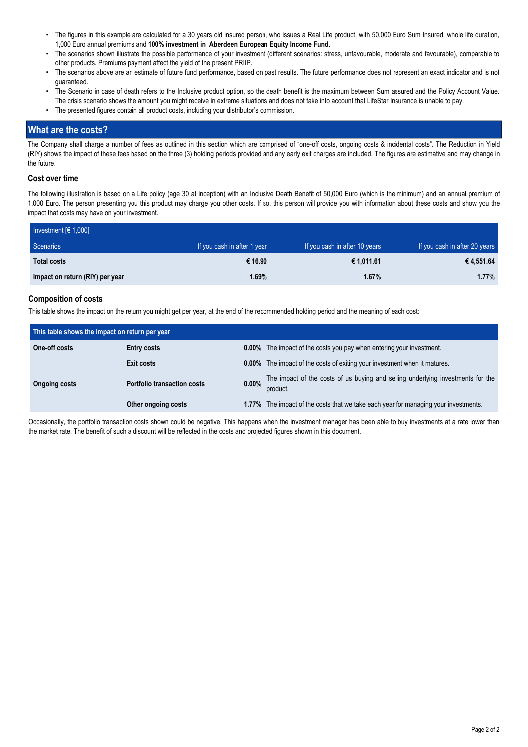- The figures in this example are calculated for a 30 years old insured person, who issues a Real Life product, with 50,000 Euro Sum Insured, whole life duration, 1,000 Euro annual premiums and **100% investment in Aberdeen European Equity Income Fund.**
- The scenarios shown illustrate the possible performance of your investment (different scenarios: stress, unfavourable, moderate and favourable), comparable to other products. Premiums payment affect the yield of the present PRIIP.
- The scenarios above are an estimate of future fund performance, based on past results. The future performance does not represent an exact indicator and is not guaranteed.
- The Scenario in case of death refers to the Inclusive product option, so the death benefit is the maximum between Sum assured and the Policy Account Value. The crisis scenario shows the amount you might receive in extreme situations and does not take into account that LifeStar Insurance is unable to pay.
- The presented figures contain all product costs, including your distributor's commission.

## What are the costs?

The Company shall charge a number of fees as outlined in this section which are comprised of "one-off costs, ongoing costs & incidental costs". The Reduction in Yield (RIY) shows the impact of these fees based on the three (3) holding periods provided and any early exit charges are included. The figures are estimative and may change in the future.

### Cost over time

The following illustration is based on a Life policy (age 30 at inception) with an Inclusive Death Benefit of 50,000 Euro (which is the minimum) and an annual premium of 1,000 Euro. The person presenting you this product may charge you other costs. If so, this person will provide you with information about these costs and show you the impact that costs may have on your investment.

| Investment [€ 1,000] | | | |
|---|---|---|---|
| Scenarios | If you cash in after 1 year | If you cash in after 10 years | If you cash in after 20 years |
| **Total costs** | **€ 16.90** | **€ 1,011.61** | **€ 4,551.64** |
| **Impact on return (RIY) per year** | **1.69%** | **1.67%** | **1.77%** |

### Composition of costs

This table shows the impact on the return you might get per year, at the end of the recommended holding period and the meaning of each cost:

| This table shows the impact on return per year | | | |
|---|---|---|---|
| **One-off costs** | **Entry costs** | **0.00%** | The impact of the costs you pay when entering your investment. |
| | **Exit costs** | **0.00%** | The impact of the costs of exiting your investment when it matures. |
| **Ongoing costs** | **Portfolio transaction costs** | **0.00%** | The impact of the costs of us buying and selling underlying investments for the product. |
| | **Other ongoing costs** | **1.77%** | The impact of the costs that we take each year for managing your investments. |

Occasionally, the portfolio transaction costs shown could be negative. This happens when the investment manager has been able to buy investments at a rate lower than the market rate. The benefit of such a discount will be reflected in the costs and projected figures shown in this document.